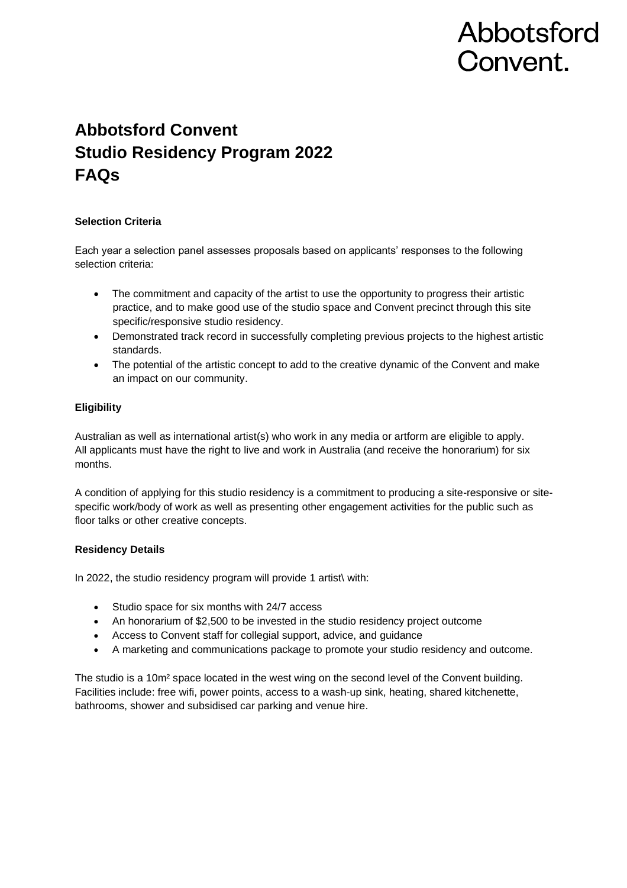Abbotsford Convent.

# Abbotsford Convent
# Studio Residency Program 2022
# FAQs

**Selection Criteria**

Each year a selection panel assesses proposals based on applicants' responses to the following selection criteria:

- The commitment and capacity of the artist to use the opportunity to progress their artistic practice, and to make good use of the studio space and Convent precinct through this site specific/responsive studio residency.
- Demonstrated track record in successfully completing previous projects to the highest artistic standards.
- The potential of the artistic concept to add to the creative dynamic of the Convent and make an impact on our community.

**Eligibility**

Australian as well as international artist(s) who work in any media or artform are eligible to apply. All applicants must have the right to live and work in Australia (and receive the honorarium) for six months.

A condition of applying for this studio residency is a commitment to producing a site-responsive or site-specific work/body of work as well as presenting other engagement activities for the public such as floor talks or other creative concepts.

**Residency Details**

In 2022, the studio residency program will provide 1 artist\ with:

- Studio space for six months with 24/7 access
- An honorarium of $2,500 to be invested in the studio residency project outcome
- Access to Convent staff for collegial support, advice, and guidance
- A marketing and communications package to promote your studio residency and outcome.

The studio is a 10m² space located in the west wing on the second level of the Convent building. Facilities include: free wifi, power points, access to a wash-up sink, heating, shared kitchenette, bathrooms, shower and subsidised car parking and venue hire.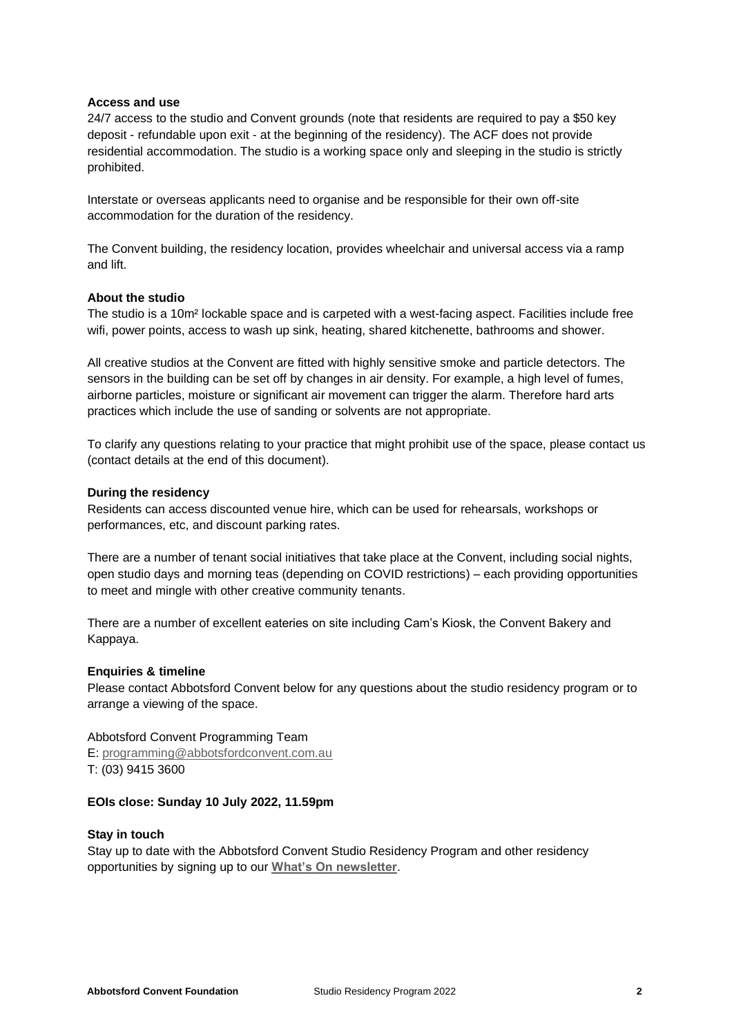**Access and use**

24/7 access to the studio and Convent grounds (note that residents are required to pay a $50 key deposit - refundable upon exit - at the beginning of the residency). The ACF does not provide residential accommodation. The studio is a working space only and sleeping in the studio is strictly prohibited.

Interstate or overseas applicants need to organise and be responsible for their own off-site accommodation for the duration of the residency.

The Convent building, the residency location, provides wheelchair and universal access via a ramp and lift.

**About the studio**

The studio is a 10m² lockable space and is carpeted with a west-facing aspect. Facilities include free wifi, power points, access to wash up sink, heating, shared kitchenette, bathrooms and shower.

All creative studios at the Convent are fitted with highly sensitive smoke and particle detectors. The sensors in the building can be set off by changes in air density. For example, a high level of fumes, airborne particles, moisture or significant air movement can trigger the alarm. Therefore hard arts practices which include the use of sanding or solvents are not appropriate.

To clarify any questions relating to your practice that might prohibit use of the space, please contact us (contact details at the end of this document).

**During the residency**

Residents can access discounted venue hire, which can be used for rehearsals, workshops or performances, etc, and discount parking rates.

There are a number of tenant social initiatives that take place at the Convent, including social nights, open studio days and morning teas (depending on COVID restrictions) – each providing opportunities to meet and mingle with other creative community tenants.

There are a number of excellent eateries on site including Cam's Kiosk, the Convent Bakery and Kappaya.

**Enquiries & timeline**

Please contact Abbotsford Convent below for any questions about the studio residency program or to arrange a viewing of the space.

Abbotsford Convent Programming Team
E: programming@abbotsfordconvent.com.au
T: (03) 9415 3600

**EOIs close: Sunday 10 July 2022, 11.59pm**

**Stay in touch**

Stay up to date with the Abbotsford Convent Studio Residency Program and other residency opportunities by signing up to our **What's On newsletter**.